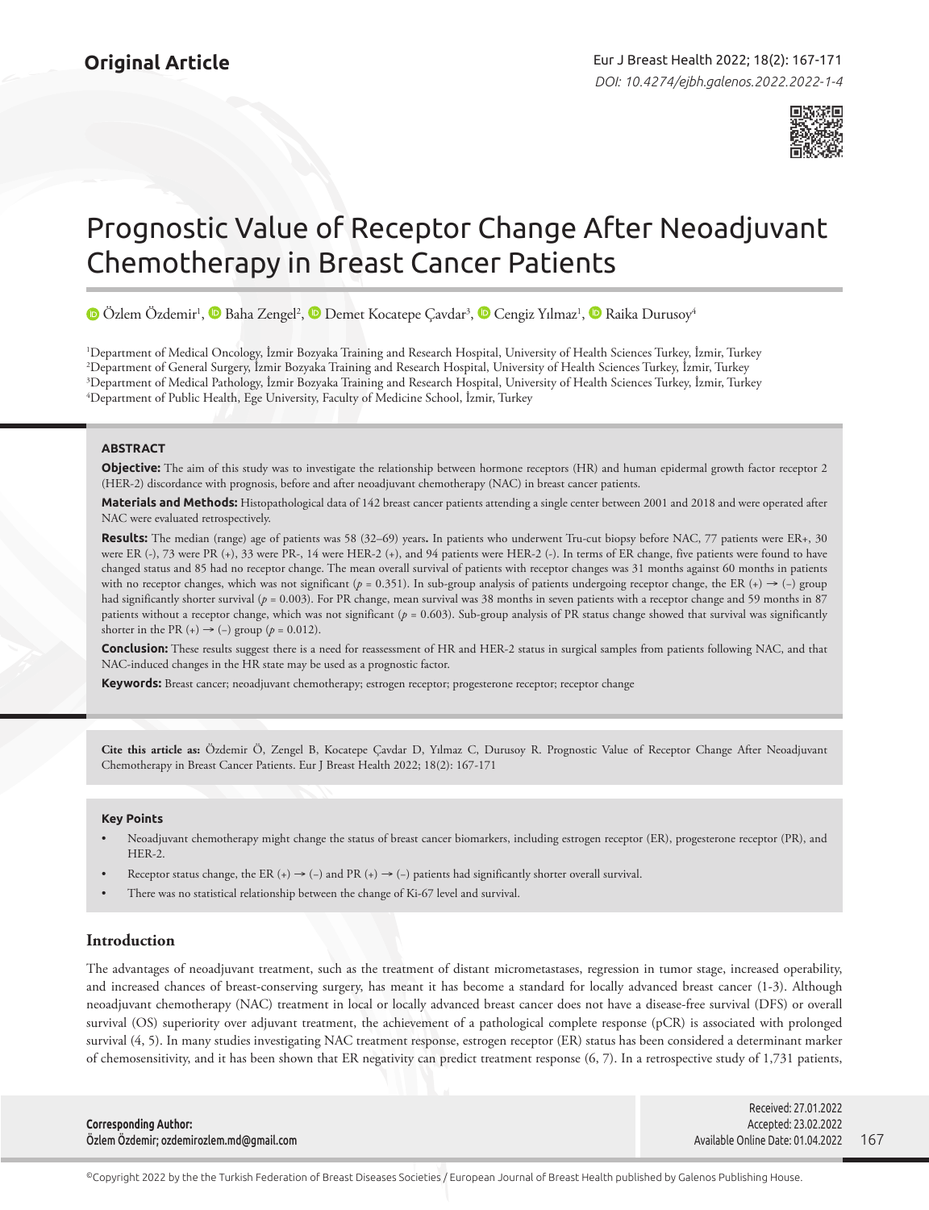**Original Article**

# Prognostic Value of Receptor Change After Neoadjuvant Chemotherapy in Breast Cancer Patients

Özlem Özdemir[1], Baha Zengel[2], Demet Kocatepe Çavdar[3], Cengiz Yılmaz[1], Raika Durusoy[4]

[1]Department of Medical Oncology, İzmir Bozyaka Training and Research Hospital, University of Health Sciences Turkey, İzmir, Turkey
[2]Department of General Surgery, İzmir Bozyaka Training and Research Hospital, University of Health Sciences Turkey, İzmir, Turkey
[3]Department of Medical Pathology, İzmir Bozyaka Training and Research Hospital, University of Health Sciences Turkey, İzmir, Turkey
[4]Department of Public Health, Ege University, Faculty of Medicine School, İzmir, Turkey

## ABSTRACT

**Objective:** The aim of this study was to investigate the relationship between hormone receptors (HR) and human epidermal growth factor receptor 2 (HER-2) discordance with prognosis, before and after neoadjuvant chemotherapy (NAC) in breast cancer patients.

**Materials and Methods:** Histopathological data of 142 breast cancer patients attending a single center between 2001 and 2018 and were operated after NAC were evaluated retrospectively.

**Results:** The median (range) age of patients was 58 (32–69) years**.** In patients who underwent Tru-cut biopsy before NAC, 77 patients were ER+, 30 were ER (-), 73 were PR (+), 33 were PR-, 14 were HER-2 (+), and 94 patients were HER-2 (-). In terms of ER change, five patients were found to have changed status and 85 had no receptor change. The mean overall survival of patients with receptor changes was 31 months against 60 months in patients with no receptor changes, which was not significant ($p$ = 0.351). In sub-group analysis of patients undergoing receptor change, the ER (+) → (-) group had significantly shorter survival ($p$ = 0.003). For PR change, mean survival was 38 months in seven patients with a receptor change and 59 months in 87 patients without a receptor change, which was not significant ($p$ = 0.603). Sub-group analysis of PR status change showed that survival was significantly shorter in the PR (+) → (-) group ($p$ = 0.012).

**Conclusion:** These results suggest there is a need for reassessment of HR and HER-2 status in surgical samples from patients following NAC, and that NAC-induced changes in the HR state may be used as a prognostic factor.

**Keywords:** Breast cancer; neoadjuvant chemotherapy; estrogen receptor; progesterone receptor; receptor change

**Cite this article as:** Özdemir Ö, Zengel B, Kocatepe Çavdar D, Yılmaz C, Durusoy R. Prognostic Value of Receptor Change After Neoadjuvant Chemotherapy in Breast Cancer Patients. Eur J Breast Health 2022; 18(2): 167-171

### Key Points

- Neoadjuvant chemotherapy might change the status of breast cancer biomarkers, including estrogen receptor (ER), progesterone receptor (PR), and HER-2.
- Receptor status change, the ER (+) → (-) and PR (+) → (-) patients had significantly shorter overall survival.
- There was no statistical relationship between the change of Ki-67 level and survival.

## Introduction

The advantages of neoadjuvant treatment, such as the treatment of distant micrometastases, regression in tumor stage, increased operability, and increased chances of breast-conserving surgery, has meant it has become a standard for locally advanced breast cancer (1-3). Although neoadjuvant chemotherapy (NAC) treatment in local or locally advanced breast cancer does not have a disease-free survival (DFS) or overall survival (OS) superiority over adjuvant treatment, the achievement of a pathological complete response (pCR) is associated with prolonged survival (4, 5). In many studies investigating NAC treatment response, estrogen receptor (ER) status has been considered a determinant marker of chemosensitivity, and it has been shown that ER negativity can predict treatment response (6, 7). In a retrospective study of 1,731 patients,

**Corresponding Author:**
Özlem Özdemir; ozdemirozlem.md@gmail.com

Received: 27.01.2022
Accepted: 23.02.2022
Available Online Date: 01.04.2022

©Copyright 2022 by the the Turkish Federation of Breast Diseases Societies / European Journal of Breast Health published by Galenos Publishing House.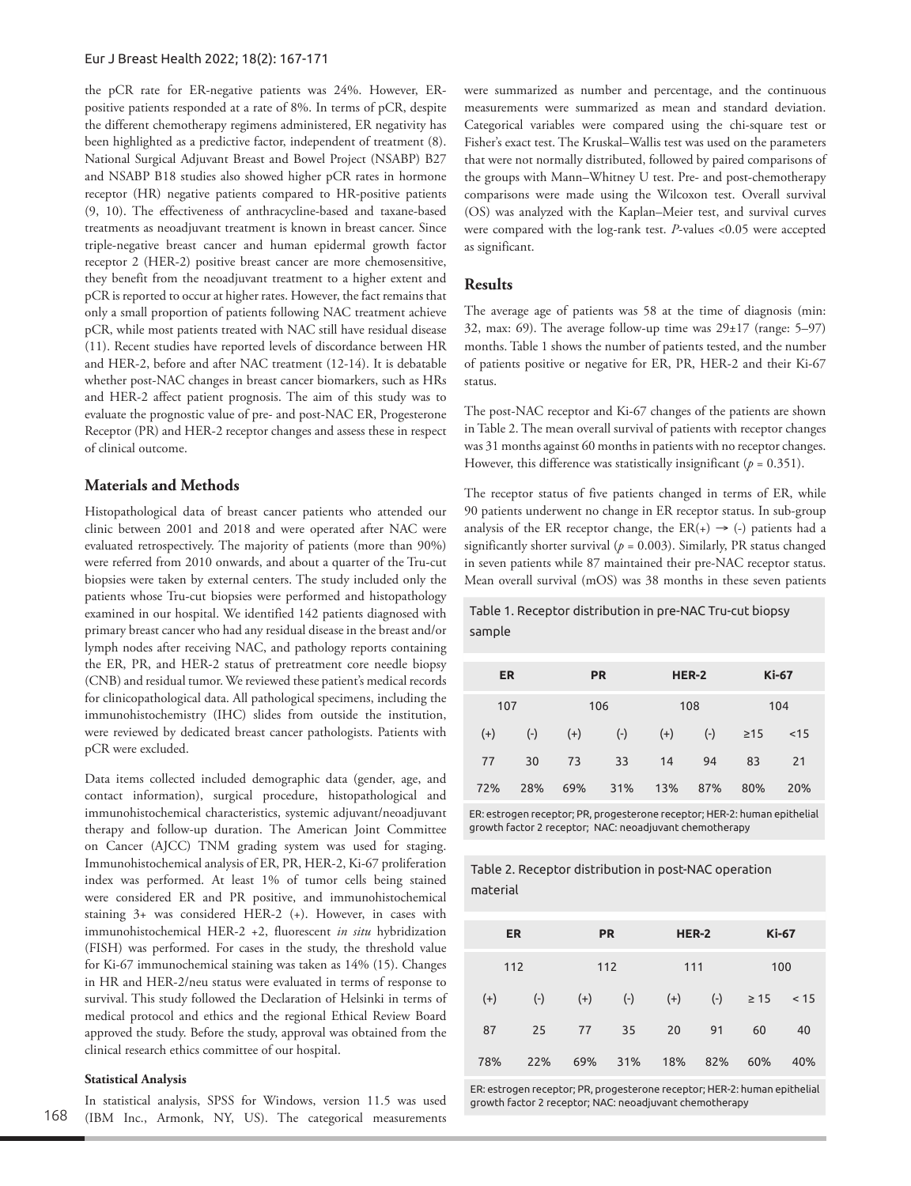the pCR rate for ER-negative patients was 24%. However, ER-positive patients responded at a rate of 8%. In terms of pCR, despite the different chemotherapy regimens administered, ER negativity has been highlighted as a predictive factor, independent of treatment (8). National Surgical Adjuvant Breast and Bowel Project (NSABP) B27 and NSABP B18 studies also showed higher pCR rates in hormone receptor (HR) negative patients compared to HR-positive patients (9, 10). The effectiveness of anthracycline-based and taxane-based treatments as neoadjuvant treatment is known in breast cancer. Since triple-negative breast cancer and human epidermal growth factor receptor 2 (HER-2) positive breast cancer are more chemosensitive, they benefit from the neoadjuvant treatment to a higher extent and pCR is reported to occur at higher rates. However, the fact remains that only a small proportion of patients following NAC treatment achieve pCR, while most patients treated with NAC still have residual disease (11). Recent studies have reported levels of discordance between HR and HER-2, before and after NAC treatment (12-14). It is debatable whether post-NAC changes in breast cancer biomarkers, such as HRs and HER-2 affect patient prognosis. The aim of this study was to evaluate the prognostic value of pre- and post-NAC ER, Progesterone Receptor (PR) and HER-2 receptor changes and assess these in respect of clinical outcome.

## Materials and Methods

Histopathological data of breast cancer patients who attended our clinic between 2001 and 2018 and were operated after NAC were evaluated retrospectively. The majority of patients (more than 90%) were referred from 2010 onwards, and about a quarter of the Tru-cut biopsies were taken by external centers. The study included only the patients whose Tru-cut biopsies were performed and histopathology examined in our hospital. We identified 142 patients diagnosed with primary breast cancer who had any residual disease in the breast and/or lymph nodes after receiving NAC, and pathology reports containing the ER, PR, and HER-2 status of pretreatment core needle biopsy (CNB) and residual tumor. We reviewed these patient's medical records for clinicopathological data. All pathological specimens, including the immunohistochemistry (IHC) slides from outside the institution, were reviewed by dedicated breast cancer pathologists. Patients with pCR were excluded.

Data items collected included demographic data (gender, age, and contact information), surgical procedure, histopathological and immunohistochemical characteristics, systemic adjuvant/neoadjuvant therapy and follow-up duration. The American Joint Committee on Cancer (AJCC) TNM grading system was used for staging. Immunohistochemical analysis of ER, PR, HER-2, Ki-67 proliferation index was performed. At least 1% of tumor cells being stained were considered ER and PR positive, and immunohistochemical staining 3+ was considered HER-2 (+). However, in cases with immunohistochemical HER-2 +2, fluorescent *in situ* hybridization (FISH) was performed. For cases in the study, the threshold value for Ki-67 immunochemical staining was taken as 14% (15). Changes in HR and HER-2/neu status were evaluated in terms of response to survival. This study followed the Declaration of Helsinki in terms of medical protocol and ethics and the regional Ethical Review Board approved the study. Before the study, approval was obtained from the clinical research ethics committee of our hospital.

### Statistical Analysis

In statistical analysis, SPSS for Windows, version 11.5 was used (IBM Inc., Armonk, NY, US). The categorical measurements were summarized as number and percentage, and the continuous measurements were summarized as mean and standard deviation. Categorical variables were compared using the chi-square test or Fisher's exact test. The Kruskal–Wallis test was used on the parameters that were not normally distributed, followed by paired comparisons of the groups with Mann–Whitney U test. Pre- and post-chemotherapy comparisons were made using the Wilcoxon test. Overall survival (OS) was analyzed with the Kaplan–Meier test, and survival curves were compared with the log-rank test. *P*-values <0.05 were accepted as significant.

## Results

The average age of patients was 58 at the time of diagnosis (min: 32, max: 69). The average follow-up time was 29±17 (range: 5–97) months. Table 1 shows the number of patients tested, and the number of patients positive or negative for ER, PR, HER-2 and their Ki-67 status.

The post-NAC receptor and Ki-67 changes of the patients are shown in Table 2. The mean overall survival of patients with receptor changes was 31 months against 60 months in patients with no receptor changes. However, this difference was statistically insignificant ($p$ = 0.351).

The receptor status of five patients changed in terms of ER, while 90 patients underwent no change in ER receptor status. In sub-group analysis of the ER receptor change, the ER(+) → (-) patients had a significantly shorter survival ($p$ = 0.003). Similarly, PR status changed in seven patients while 87 maintained their pre-NAC receptor status. Mean overall survival (mOS) was 38 months in these seven patients

Table 1. Receptor distribution in pre-NAC Tru-cut biopsy sample

| ER | | PR | | HER-2 | | Ki-67 | |
|---|---|---|---|---|---|---|---|
| 107 | | 106 | | 108 | | 104 | |
| (+) | (-) | (+) | (-) | (+) | (-) | ≥15 | <15 |
| 77 | 30 | 73 | 33 | 14 | 94 | 83 | 21 |
| 72% | 28% | 69% | 31% | 13% | 87% | 80% | 20% |

ER: estrogen receptor; PR, progesterone receptor; HER-2: human epithelial growth factor 2 receptor; NAC: neoadjuvant chemotherapy

Table 2. Receptor distribution in post-NAC operation material

| ER | | PR | | HER-2 | | Ki-67 | |
|---|---|---|---|---|---|---|---|
| 112 | | 112 | | 111 | | 100 | |
| (+) | (-) | (+) | (-) | (+) | (-) | ≥ 15 | < 15 |
| 87 | 25 | 77 | 35 | 20 | 91 | 60 | 40 |
| 78% | 22% | 69% | 31% | 18% | 82% | 60% | 40% |

ER: estrogen receptor; PR, progesterone receptor; HER-2: human epithelial growth factor 2 receptor; NAC: neoadjuvant chemotherapy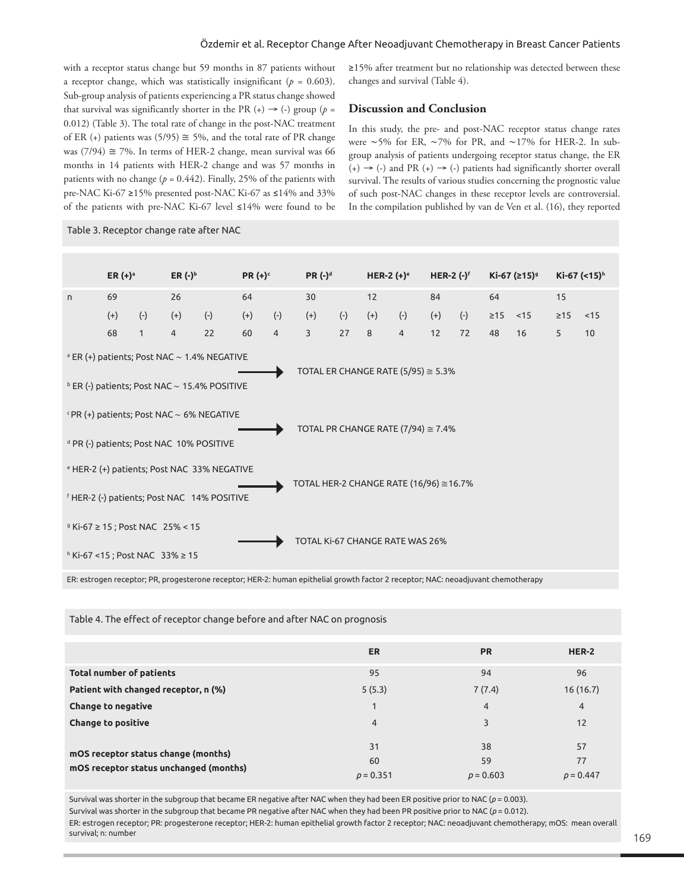with a receptor status change but 59 months in 87 patients without a receptor change, which was statistically insignificant ($p$ = 0.603). Sub-group analysis of patients experiencing a PR status change showed that survival was significantly shorter in the PR (+) → (-) group ($p$ = 0.012) (Table 3). The total rate of change in the post-NAC treatment of ER (+) patients was (5/95) ≅ 5%, and the total rate of PR change was (7/94) ≅ 7%. In terms of HER-2 change, mean survival was 66 months in 14 patients with HER-2 change and was 57 months in patients with no change ($p$ = 0.442). Finally, 25% of the patients with pre-NAC Ki-67 ≥15% presented post-NAC Ki-67 as ≤14% and 33% of the patients with pre-NAC Ki-67 level ≤14% were found to be ≥15% after treatment but no relationship was detected between these changes and survival (Table 4).

## Discussion and Conclusion

In this study, the pre- and post-NAC receptor status change rates were ~5% for ER, ~7% for PR, and ~17% for HER-2. In sub-group analysis of patients undergoing receptor status change, the ER (+) → (-) and PR (+) → (-) patients had significantly shorter overall survival. The results of various studies concerning the prognostic value of such post-NAC changes in these receptor levels are controversial. In the compilation published by van de Ven et al. (16), they reported

Table 3. Receptor change rate after NAC

| | ER (+)[a] | | ER (-)[b] | | PR (+)[c] | | PR (-)[d] | | HER-2 (+)[e] | | HER-2 (-)[f] | | Ki-67 (≥15)[g] | | Ki-67 (<15)[h] | |
|---|---|---|---|---|---|---|---|---|---|---|---|---|---|---|---|---|
| n | 69 | | 26 | | 64 | | 30 | | 12 | | 84 | | 64 | | 15 | |
| | (+) | (-) | (+) | (-) | (+) | (-) | (+) | (-) | (+) | (-) | (+) | (-) | ≥15 | <15 | ≥15 | <15 |
| | 68 | 1 | 4 | 22 | 60 | 4 | 3 | 27 | 8 | 4 | 12 | 72 | 48 | 16 | 5 | 10 |

[a] ER (+) patients; Post NAC ~ 1.4% NEGATIVE
[b] ER (-) patients; Post NAC ~ 15.4% POSITIVE
→ TOTAL ER CHANGE RATE (5/95) ≅ 5.3%

[c] PR (+) patients; Post NAC ~ 6% NEGATIVE
[d] PR (-) patients; Post NAC 10% POSITIVE
→ TOTAL PR CHANGE RATE (7/94) ≅ 7.4%

[e] HER-2 (+) patients; Post NAC 33% NEGATIVE
[f] HER-2 (-) patients; Post NAC 14% POSITIVE
→ TOTAL HER-2 CHANGE RATE (16/96) ≅16.7%

[g] Ki-67 ≥ 15 ; Post NAC 25% < 15
[h] Ki-67 <15 ; Post NAC 33% ≥ 15
→ TOTAL Ki-67 CHANGE RATE WAS 26%

ER: estrogen receptor; PR, progesterone receptor; HER-2: human epithelial growth factor 2 receptor; NAC: neoadjuvant chemotherapy

Table 4. The effect of receptor change before and after NAC on prognosis

| | ER | PR | HER-2 |
|---|---|---|---|
| **Total number of patients** | 95 | 94 | 96 |
| **Patient with changed receptor, n (%)** | 5 (5.3) | 7 (7.4) | 16 (16.7) |
| **Change to negative** | 1 | 4 | 4 |
| **Change to positive** | 4 | 3 | 12 |
| **mOS receptor status change (months)** | 31 | 38 | 57 |
| **mOS receptor status unchanged (months)** | 60 | 59 | 77 |
| | $p$ = 0.351 | $p$ = 0.603 | $p$ = 0.447 |

Survival was shorter in the subgroup that became ER negative after NAC when they had been ER positive prior to NAC ($p$ = 0.003).
Survival was shorter in the subgroup that became PR negative after NAC when they had been PR positive prior to NAC ($p$ = 0.012).
ER: estrogen receptor; PR: progesterone receptor; HER-2: human epithelial growth factor 2 receptor; NAC: neoadjuvant chemotherapy; mOS: mean overall survival; n: number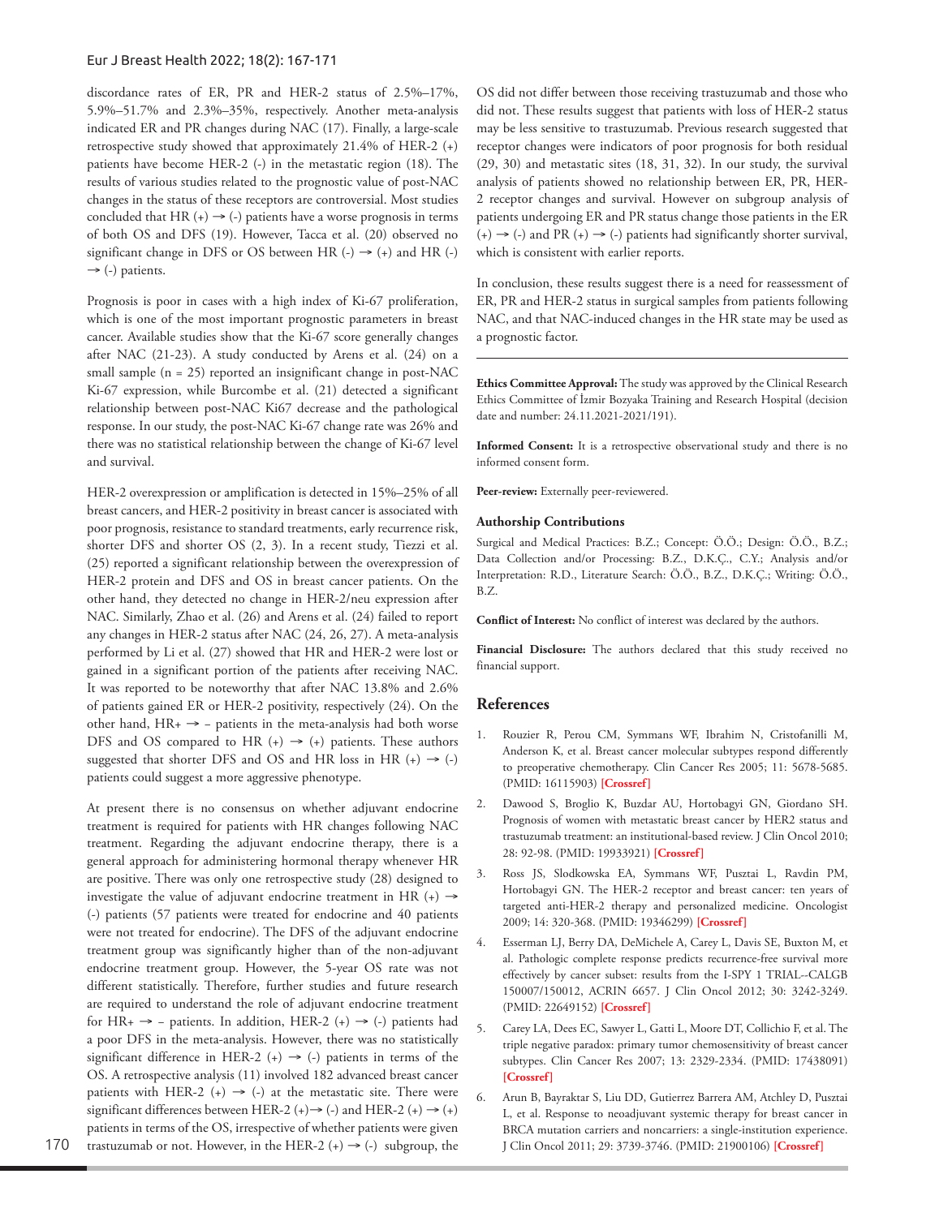discordance rates of ER, PR and HER-2 status of 2.5%–17%, 5.9%–51.7% and 2.3%–35%, respectively. Another meta-analysis indicated ER and PR changes during NAC (17). Finally, a large-scale retrospective study showed that approximately 21.4% of HER-2 (+) patients have become HER-2 (-) in the metastatic region (18). The results of various studies related to the prognostic value of post-NAC changes in the status of these receptors are controversial. Most studies concluded that HR (+) → (-) patients have a worse prognosis in terms of both OS and DFS (19). However, Tacca et al. (20) observed no significant change in DFS or OS between HR (-) → (+) and HR (-) → (-) patients.

Prognosis is poor in cases with a high index of Ki-67 proliferation, which is one of the most important prognostic parameters in breast cancer. Available studies show that the Ki-67 score generally changes after NAC (21-23). A study conducted by Arens et al. (24) on a small sample (n = 25) reported an insignificant change in post-NAC Ki-67 expression, while Burcombe et al. (21) detected a significant relationship between post-NAC Ki67 decrease and the pathological response. In our study, the post-NAC Ki-67 change rate was 26% and there was no statistical relationship between the change of Ki-67 level and survival.

HER-2 overexpression or amplification is detected in 15%–25% of all breast cancers, and HER-2 positivity in breast cancer is associated with poor prognosis, resistance to standard treatments, early recurrence risk, shorter DFS and shorter OS (2, 3). In a recent study, Tiezzi et al. (25) reported a significant relationship between the overexpression of HER-2 protein and DFS and OS in breast cancer patients. On the other hand, they detected no change in HER-2/neu expression after NAC. Similarly, Zhao et al. (26) and Arens et al. (24) failed to report any changes in HER-2 status after NAC (24, 26, 27). A meta-analysis performed by Li et al. (27) showed that HR and HER-2 were lost or gained in a significant portion of the patients after receiving NAC. It was reported to be noteworthy that after NAC 13.8% and 2.6% of patients gained ER or HER-2 positivity, respectively (24). On the other hand, HR+ → – patients in the meta-analysis had both worse DFS and OS compared to HR (+) → (+) patients. These authors suggested that shorter DFS and OS and HR loss in HR (+) → (-) patients could suggest a more aggressive phenotype.

At present there is no consensus on whether adjuvant endocrine treatment is required for patients with HR changes following NAC treatment. Regarding the adjuvant endocrine therapy, there is a general approach for administering hormonal therapy whenever HR are positive. There was only one retrospective study (28) designed to investigate the value of adjuvant endocrine treatment in HR (+) → (-) patients (57 patients were treated for endocrine and 40 patients were not treated for endocrine). The DFS of the adjuvant endocrine treatment group was significantly higher than of the non-adjuvant endocrine treatment group. However, the 5-year OS rate was not different statistically. Therefore, further studies and future research are required to understand the role of adjuvant endocrine treatment for HR+ → – patients. In addition, HER-2 (+) → (-) patients had a poor DFS in the meta-analysis. However, there was no statistically significant difference in HER-2 (+) → (-) patients in terms of the OS. A retrospective analysis (11) involved 182 advanced breast cancer patients with HER-2 (+) → (-) at the metastatic site. There were significant differences between HER-2 (+)→ (-) and HER-2 (+) → (+) patients in terms of the OS, irrespective of whether patients were given trastuzumab or not. However, in the HER-2 (+) → (-) subgroup, the OS did not differ between those receiving trastuzumab and those who did not. These results suggest that patients with loss of HER-2 status may be less sensitive to trastuzumab. Previous research suggested that receptor changes were indicators of poor prognosis for both residual (29, 30) and metastatic sites (18, 31, 32). In our study, the survival analysis of patients showed no relationship between ER, PR, HER-2 receptor changes and survival. However on subgroup analysis of patients undergoing ER and PR status change those patients in the ER (+) → (-) and PR (+) → (-) patients had significantly shorter survival, which is consistent with earlier reports.

In conclusion, these results suggest there is a need for reassessment of ER, PR and HER-2 status in surgical samples from patients following NAC, and that NAC-induced changes in the HR state may be used as a prognostic factor.

---

**Ethics Committee Approval:** The study was approved by the Clinical Research Ethics Committee of İzmir Bozyaka Training and Research Hospital (decision date and number: 24.11.2021-2021/191).

**Informed Consent:** It is a retrospective observational study and there is no informed consent form.

**Peer-review:** Externally peer-reviewered.

### Authorship Contributions

Surgical and Medical Practices: B.Z.; Concept: Ö.Ö.; Design: Ö.Ö., B.Z.; Data Collection and/or Processing: B.Z., D.K.Ç., C.Y.; Analysis and/or Interpretation: R.D., Literature Search: Ö.Ö., B.Z., D.K.Ç.; Writing: Ö.Ö., B.Z.

**Conflict of Interest:** No conflict of interest was declared by the authors.

**Financial Disclosure:** The authors declared that this study received no financial support.

## References

1. Rouzier R, Perou CM, Symmans WF, Ibrahim N, Cristofanilli M, Anderson K, et al. Breast cancer molecular subtypes respond differently to preoperative chemotherapy. Clin Cancer Res 2005; 11: 5678-5685. (PMID: 16115903) **[Crossref]**
2. Dawood S, Broglio K, Buzdar AU, Hortobagyi GN, Giordano SH. Prognosis of women with metastatic breast cancer by HER2 status and trastuzumab treatment: an institutional-based review. J Clin Oncol 2010; 28: 92-98. (PMID: 19933921) **[Crossref]**
3. Ross JS, Slodkowska EA, Symmans WF, Pusztai L, Ravdin PM, Hortobagyi GN. The HER-2 receptor and breast cancer: ten years of targeted anti-HER-2 therapy and personalized medicine. Oncologist 2009; 14: 320-368. (PMID: 19346299) **[Crossref]**
4. Esserman LJ, Berry DA, DeMichele A, Carey L, Davis SE, Buxton M, et al. Pathologic complete response predicts recurrence-free survival more effectively by cancer subset: results from the I-SPY 1 TRIAL--CALGB 150007/150012, ACRIN 6657. J Clin Oncol 2012; 30: 3242-3249. (PMID: 22649152) **[Crossref]**
5. Carey LA, Dees EC, Sawyer L, Gatti L, Moore DT, Collichio F, et al. The triple negative paradox: primary tumor chemosensitivity of breast cancer subtypes. Clin Cancer Res 2007; 13: 2329-2334. (PMID: 17438091) **[Crossref]**
6. Arun B, Bayraktar S, Liu DD, Gutierrez Barrera AM, Atchley D, Pusztai L, et al. Response to neoadjuvant systemic therapy for breast cancer in BRCA mutation carriers and noncarriers: a single-institution experience. J Clin Oncol 2011; 29: 3739-3746. (PMID: 21900106) **[Crossref]**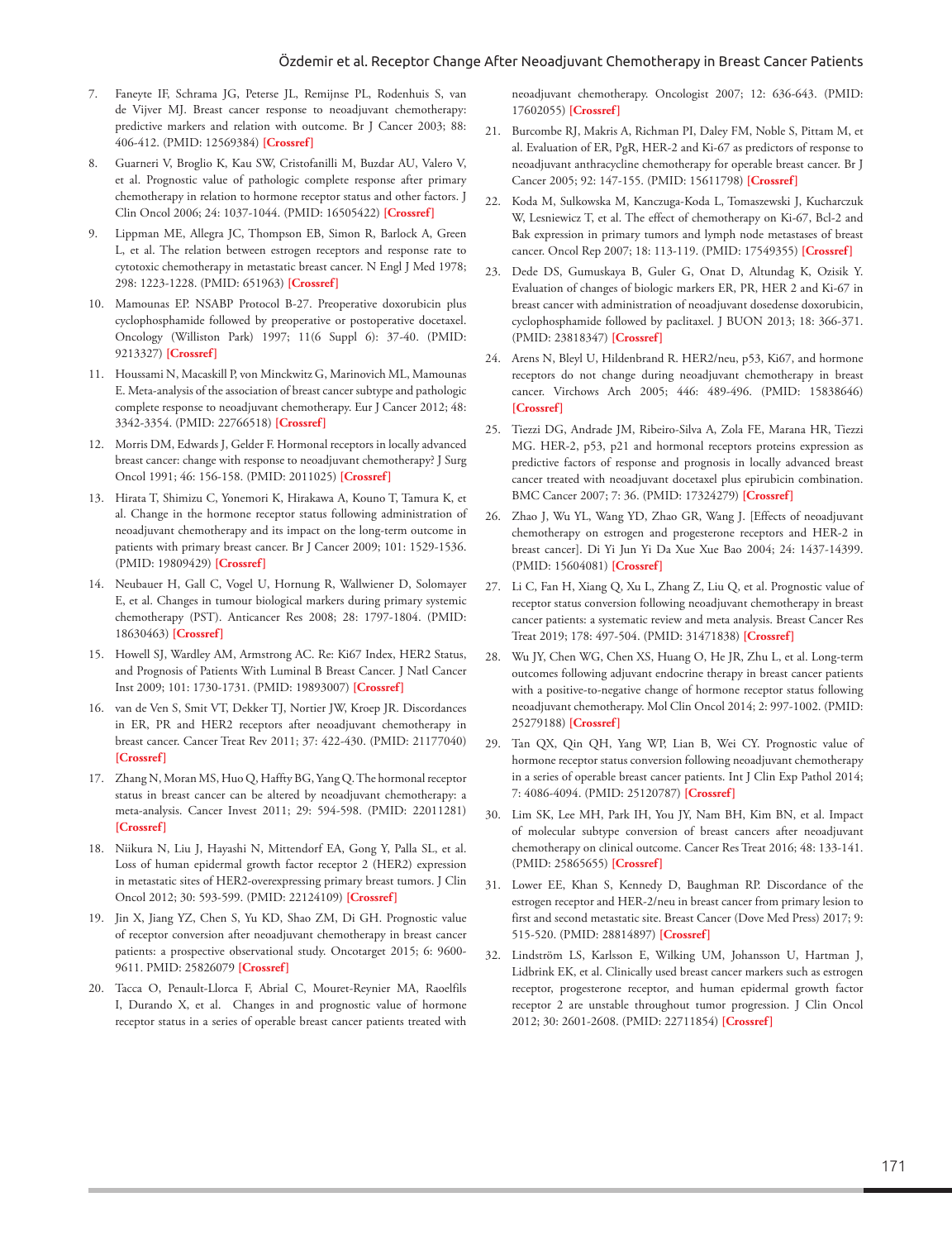7. Faneyte IF, Schrama JG, Peterse JL, Remijnse PL, Rodenhuis S, van de Vijver MJ. Breast cancer response to neoadjuvant chemotherapy: predictive markers and relation with outcome. Br J Cancer 2003; 88: 406-412. (PMID: 12569384) [Crossref]
8. Guarneri V, Broglio K, Kau SW, Cristofanilli M, Buzdar AU, Valero V, et al. Prognostic value of pathologic complete response after primary chemotherapy in relation to hormone receptor status and other factors. J Clin Oncol 2006; 24: 1037-1044. (PMID: 16505422) [Crossref]
9. Lippman ME, Allegra JC, Thompson EB, Simon R, Barlock A, Green L, et al. The relation between estrogen receptors and response rate to cytotoxic chemotherapy in metastatic breast cancer. N Engl J Med 1978; 298: 1223-1228. (PMID: 651963) [Crossref]
10. Mamounas EP. NSABP Protocol B-27. Preoperative doxorubicin plus cyclophosphamide followed by preoperative or postoperative docetaxel. Oncology (Williston Park) 1997; 11(6 Suppl 6): 37-40. (PMID: 9213327) [Crossref]
11. Houssami N, Macaskill P, von Minckwitz G, Marinovich ML, Mamounas E. Meta-analysis of the association of breast cancer subtype and pathologic complete response to neoadjuvant chemotherapy. Eur J Cancer 2012; 48: 3342-3354. (PMID: 22766518) [Crossref]
12. Morris DM, Edwards J, Gelder F. Hormonal receptors in locally advanced breast cancer: change with response to neoadjuvant chemotherapy? J Surg Oncol 1991; 46: 156-158. (PMID: 2011025) [Crossref]
13. Hirata T, Shimizu C, Yonemori K, Hirakawa A, Kouno T, Tamura K, et al. Change in the hormone receptor status following administration of neoadjuvant chemotherapy and its impact on the long-term outcome in patients with primary breast cancer. Br J Cancer 2009; 101: 1529-1536. (PMID: 19809429) [Crossref]
14. Neubauer H, Gall C, Vogel U, Hornung R, Wallwiener D, Solomayer E, et al. Changes in tumour biological markers during primary systemic chemotherapy (PST). Anticancer Res 2008; 28: 1797-1804. (PMID: 18630463) [Crossref]
15. Howell SJ, Wardley AM, Armstrong AC. Re: Ki67 Index, HER2 Status, and Prognosis of Patients With Luminal B Breast Cancer. J Natl Cancer Inst 2009; 101: 1730-1731. (PMID: 19893007) [Crossref]
16. van de Ven S, Smit VT, Dekker TJ, Nortier JW, Kroep JR. Discordances in ER, PR and HER2 receptors after neoadjuvant chemotherapy in breast cancer. Cancer Treat Rev 2011; 37: 422-430. (PMID: 21177040) [Crossref]
17. Zhang N, Moran MS, Huo Q, Haffty BG, Yang Q. The hormonal receptor status in breast cancer can be altered by neoadjuvant chemotherapy: a meta-analysis. Cancer Invest 2011; 29: 594-598. (PMID: 22011281) [Crossref]
18. Niikura N, Liu J, Hayashi N, Mittendorf EA, Gong Y, Palla SL, et al. Loss of human epidermal growth factor receptor 2 (HER2) expression in metastatic sites of HER2-overexpressing primary breast tumors. J Clin Oncol 2012; 30: 593-599. (PMID: 22124109) [Crossref]
19. Jin X, Jiang YZ, Chen S, Yu KD, Shao ZM, Di GH. Prognostic value of receptor conversion after neoadjuvant chemotherapy in breast cancer patients: a prospective observational study. Oncotarget 2015; 6: 9600-9611. PMID: 25826079 [Crossref]
20. Tacca O, Penault-Llorca F, Abrial C, Mouret-Reynier MA, Raoelfils I, Durando X, et al. Changes in and prognostic value of hormone receptor status in a series of operable breast cancer patients treated with neoadjuvant chemotherapy. Oncologist 2007; 12: 636-643. (PMID: 17602055) [Crossref]
21. Burcombe RJ, Makris A, Richman PI, Daley FM, Noble S, Pittam M, et al. Evaluation of ER, PgR, HER-2 and Ki-67 as predictors of response to neoadjuvant anthracycline chemotherapy for operable breast cancer. Br J Cancer 2005; 92: 147-155. (PMID: 15611798) [Crossref]
22. Koda M, Sulkowska M, Kanczuga-Koda L, Tomaszewski J, Kucharczuk W, Lesniewicz T, et al. The effect of chemotherapy on Ki-67, Bcl-2 and Bak expression in primary tumors and lymph node metastases of breast cancer. Oncol Rep 2007; 18: 113-119. (PMID: 17549355) [Crossref]
23. Dede DS, Gumuskaya B, Guler G, Onat D, Altundag K, Ozisik Y. Evaluation of changes of biologic markers ER, PR, HER 2 and Ki-67 in breast cancer with administration of neoadjuvant dosedense doxorubicin, cyclophosphamide followed by paclitaxel. J BUON 2013; 18: 366-371. (PMID: 23818347) [Crossref]
24. Arens N, Bleyl U, Hildenbrand R. HER2/neu, p53, Ki67, and hormone receptors do not change during neoadjuvant chemotherapy in breast cancer. Virchows Arch 2005; 446: 489-496. (PMID: 15838646) [Crossref]
25. Tiezzi DG, Andrade JM, Ribeiro-Silva A, Zola FE, Marana HR, Tiezzi MG. HER-2, p53, p21 and hormonal receptors proteins expression as predictive factors of response and prognosis in locally advanced breast cancer treated with neoadjuvant docetaxel plus epirubicin combination. BMC Cancer 2007; 7: 36. (PMID: 17324279) [Crossref]
26. Zhao J, Wu YL, Wang YD, Zhao GR, Wang J. [Effects of neoadjuvant chemotherapy on estrogen and progesterone receptors and HER-2 in breast cancer]. Di Yi Jun Yi Da Xue Xue Bao 2004; 24: 1437-14399. (PMID: 15604081) [Crossref]
27. Li C, Fan H, Xiang Q, Xu L, Zhang Z, Liu Q, et al. Prognostic value of receptor status conversion following neoadjuvant chemotherapy in breast cancer patients: a systematic review and meta analysis. Breast Cancer Res Treat 2019; 178: 497-504. (PMID: 31471838) [Crossref]
28. Wu JY, Chen WG, Chen XS, Huang O, He JR, Zhu L, et al. Long-term outcomes following adjuvant endocrine therapy in breast cancer patients with a positive-to-negative change of hormone receptor status following neoadjuvant chemotherapy. Mol Clin Oncol 2014; 2: 997-1002. (PMID: 25279188) [Crossref]
29. Tan QX, Qin QH, Yang WP, Lian B, Wei CY. Prognostic value of hormone receptor status conversion following neoadjuvant chemotherapy in a series of operable breast cancer patients. Int J Clin Exp Pathol 2014; 7: 4086-4094. (PMID: 25120787) [Crossref]
30. Lim SK, Lee MH, Park IH, You JY, Nam BH, Kim BN, et al. Impact of molecular subtype conversion of breast cancers after neoadjuvant chemotherapy on clinical outcome. Cancer Res Treat 2016; 48: 133-141. (PMID: 25865655) [Crossref]
31. Lower EE, Khan S, Kennedy D, Baughman RP. Discordance of the estrogen receptor and HER-2/neu in breast cancer from primary lesion to first and second metastatic site. Breast Cancer (Dove Med Press) 2017; 9: 515-520. (PMID: 28814897) [Crossref]
32. Lindström LS, Karlsson E, Wilking UM, Johansson U, Hartman J, Lidbrink EK, et al. Clinically used breast cancer markers such as estrogen receptor, progesterone receptor, and human epidermal growth factor receptor 2 are unstable throughout tumor progression. J Clin Oncol 2012; 30: 2601-2608. (PMID: 22711854) [Crossref]